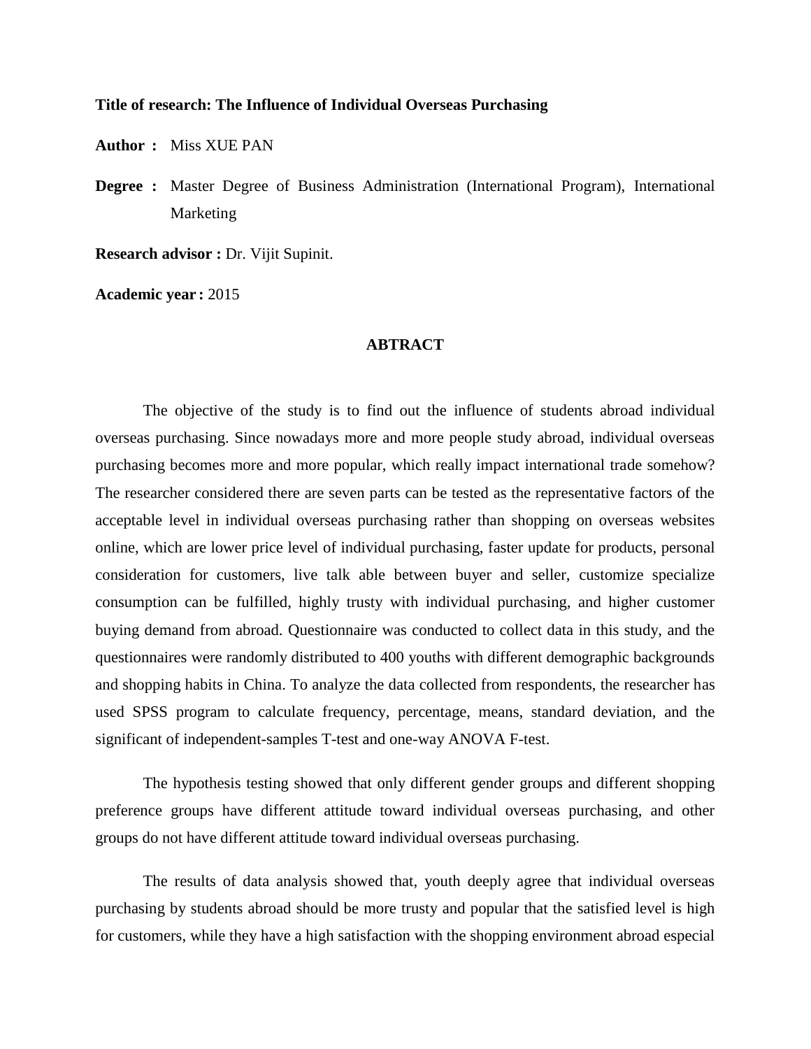**Title of research: The Influence of Individual Overseas Purchasing**

**Author :** Miss XUE PAN

**Degree :** Master Degree of Business Administration (International Program), International Marketing

**Research advisor :** Dr. Vijit Supinit.

**Academic year :** 2015

## ABTRACT

The objective of the study is to find out the influence of students abroad individual overseas purchasing. Since nowadays more and more people study abroad, individual overseas purchasing becomes more and more popular, which really impact international trade somehow? The researcher considered there are seven parts can be tested as the representative factors of the acceptable level in individual overseas purchasing rather than shopping on overseas websites online, which are lower price level of individual purchasing, faster update for products, personal consideration for customers, live talk able between buyer and seller, customize specialize consumption can be fulfilled, highly trusty with individual purchasing, and higher customer buying demand from abroad. Questionnaire was conducted to collect data in this study, and the questionnaires were randomly distributed to 400 youths with different demographic backgrounds and shopping habits in China. To analyze the data collected from respondents, the researcher has used SPSS program to calculate frequency, percentage, means, standard deviation, and the significant of independent-samples T-test and one-way ANOVA F-test.

The hypothesis testing showed that only different gender groups and different shopping preference groups have different attitude toward individual overseas purchasing, and other groups do not have different attitude toward individual overseas purchasing.

The results of data analysis showed that, youth deeply agree that individual overseas purchasing by students abroad should be more trusty and popular that the satisfied level is high for customers, while they have a high satisfaction with the shopping environment abroad especial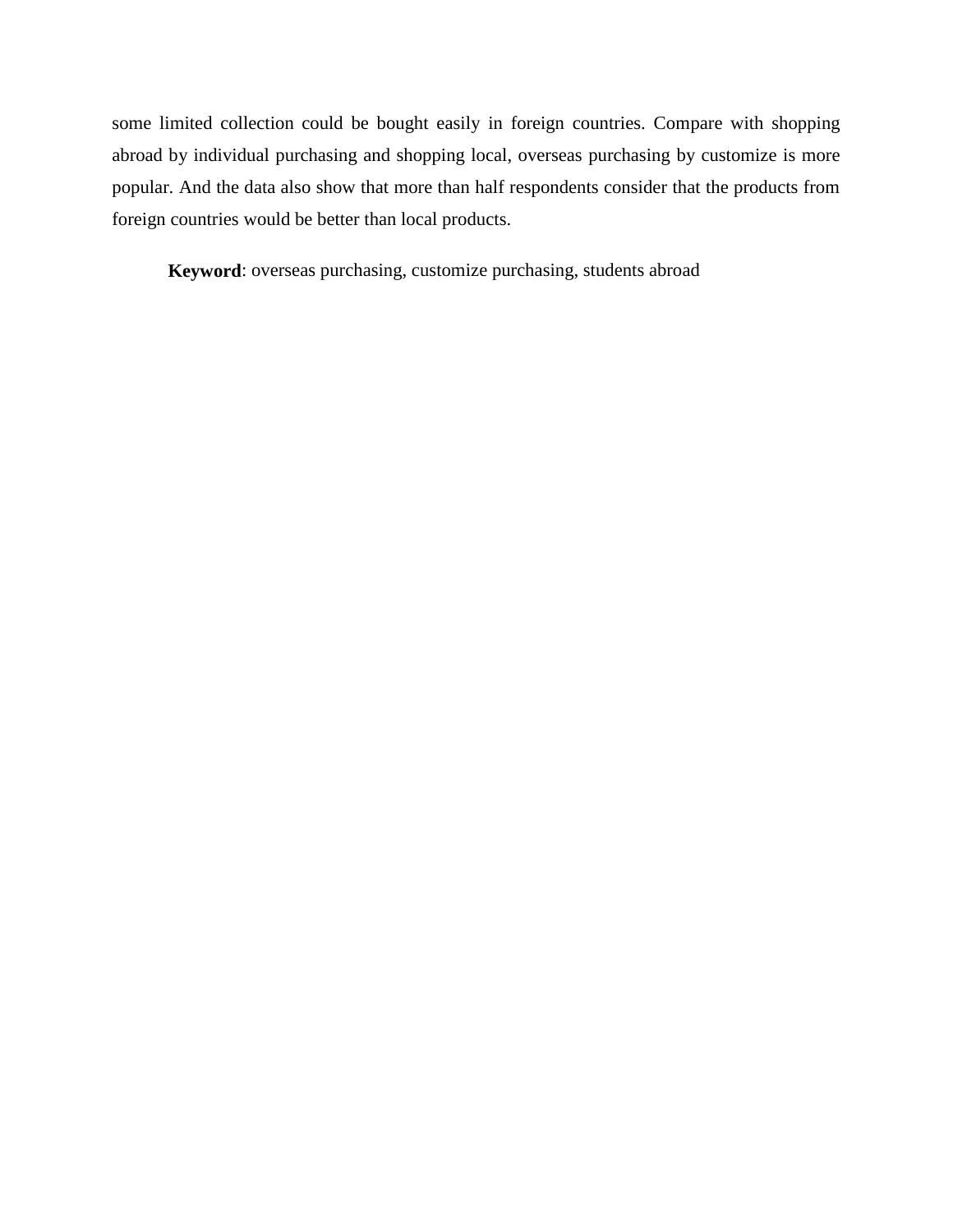some limited collection could be bought easily in foreign countries. Compare with shopping abroad by individual purchasing and shopping local, overseas purchasing by customize is more popular. And the data also show that more than half respondents consider that the products from foreign countries would be better than local products.

**Keyword**: overseas purchasing, customize purchasing, students abroad